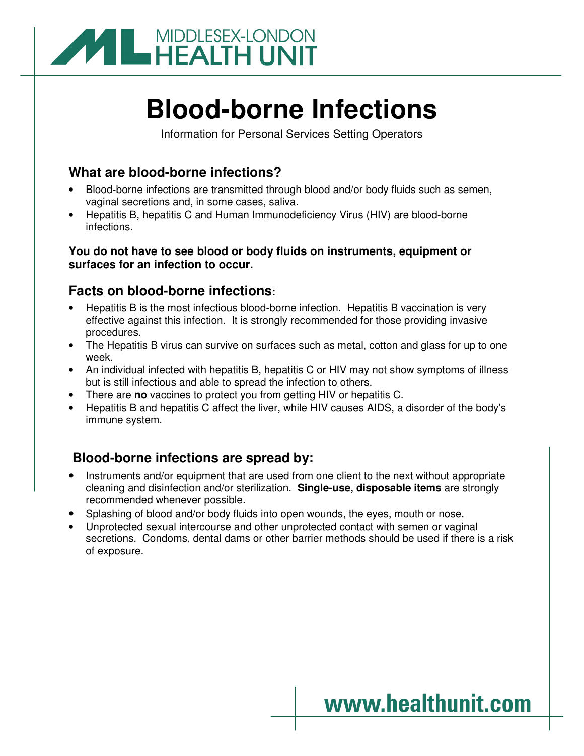MIDDLESEX-LONDON HEALTH UNIT

# Blood-borne Infections

Information for Personal Services Setting Operators

## What are blood-borne infections?

- Blood-borne infections are transmitted through blood and/or body fluids such as semen, vaginal secretions and, in some cases, saliva.
- Hepatitis B, hepatitis C and Human Immunodeficiency Virus (HIV) are blood-borne infections.

**You do not have to see blood or body fluids on instruments, equipment or surfaces for an infection to occur.**

## Facts on blood-borne infections:

- Hepatitis B is the most infectious blood-borne infection. Hepatitis B vaccination is very effective against this infection. It is strongly recommended for those providing invasive procedures.
- The Hepatitis B virus can survive on surfaces such as metal, cotton and glass for up to one week.
- An individual infected with hepatitis B, hepatitis C or HIV may not show symptoms of illness but is still infectious and able to spread the infection to others.
- There are **no** vaccines to protect you from getting HIV or hepatitis C.
- Hepatitis B and hepatitis C affect the liver, while HIV causes AIDS, a disorder of the body's immune system.

## Blood-borne infections are spread by:

- Instruments and/or equipment that are used from one client to the next without appropriate cleaning and disinfection and/or sterilization. **Single-use, disposable items** are strongly recommended whenever possible.
- Splashing of blood and/or body fluids into open wounds, the eyes, mouth or nose.
- Unprotected sexual intercourse and other unprotected contact with semen or vaginal secretions. Condoms, dental dams or other barrier methods should be used if there is a risk of exposure.

www.healthunit.com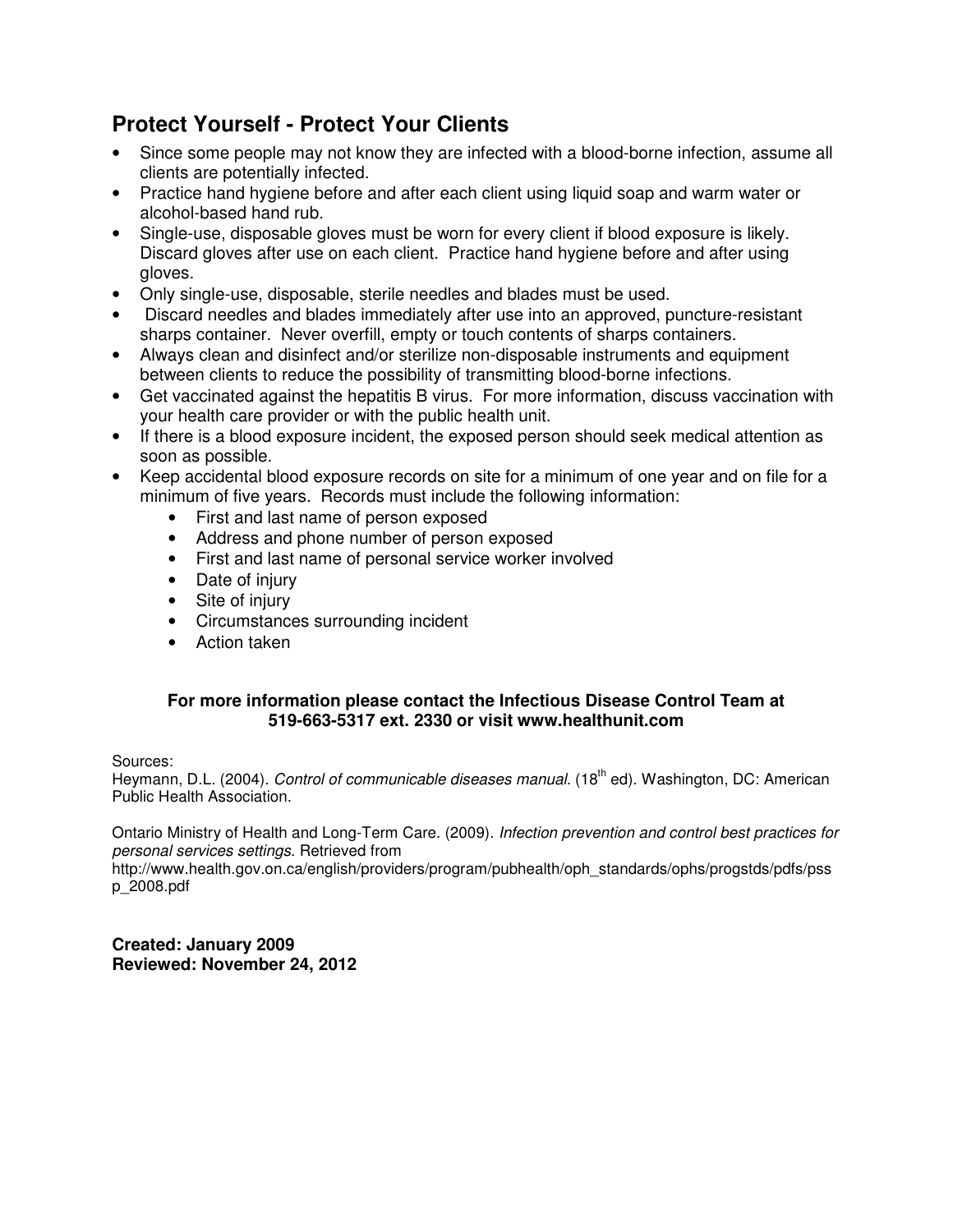## Protect Yourself - Protect Your Clients

- Since some people may not know they are infected with a blood-borne infection, assume all clients are potentially infected.
- Practice hand hygiene before and after each client using liquid soap and warm water or alcohol-based hand rub.
- Single-use, disposable gloves must be worn for every client if blood exposure is likely. Discard gloves after use on each client. Practice hand hygiene before and after using gloves.
- Only single-use, disposable, sterile needles and blades must be used.
- Discard needles and blades immediately after use into an approved, puncture-resistant sharps container. Never overfill, empty or touch contents of sharps containers.
- Always clean and disinfect and/or sterilize non-disposable instruments and equipment between clients to reduce the possibility of transmitting blood-borne infections.
- Get vaccinated against the hepatitis B virus. For more information, discuss vaccination with your health care provider or with the public health unit.
- If there is a blood exposure incident, the exposed person should seek medical attention as soon as possible.
- Keep accidental blood exposure records on site for a minimum of one year and on file for a minimum of five years. Records must include the following information:
    - First and last name of person exposed
    - Address and phone number of person exposed
    - First and last name of personal service worker involved
    - Date of injury
    - Site of injury
    - Circumstances surrounding incident
    - Action taken

**For more information please contact the Infectious Disease Control Team at 519-663-5317 ext. 2330 or visit www.healthunit.com**

Sources:

Heymann, D.L. (2004). *Control of communicable diseases manual*. (18th ed). Washington, DC: American Public Health Association.

Ontario Ministry of Health and Long-Term Care. (2009). *Infection prevention and control best practices for personal services settings*. Retrieved from http://www.health.gov.on.ca/english/providers/program/pubhealth/oph_standards/ophs/progstds/pdfs/pssp_2008.pdf

**Created: January 2009**
**Reviewed: November 24, 2012**